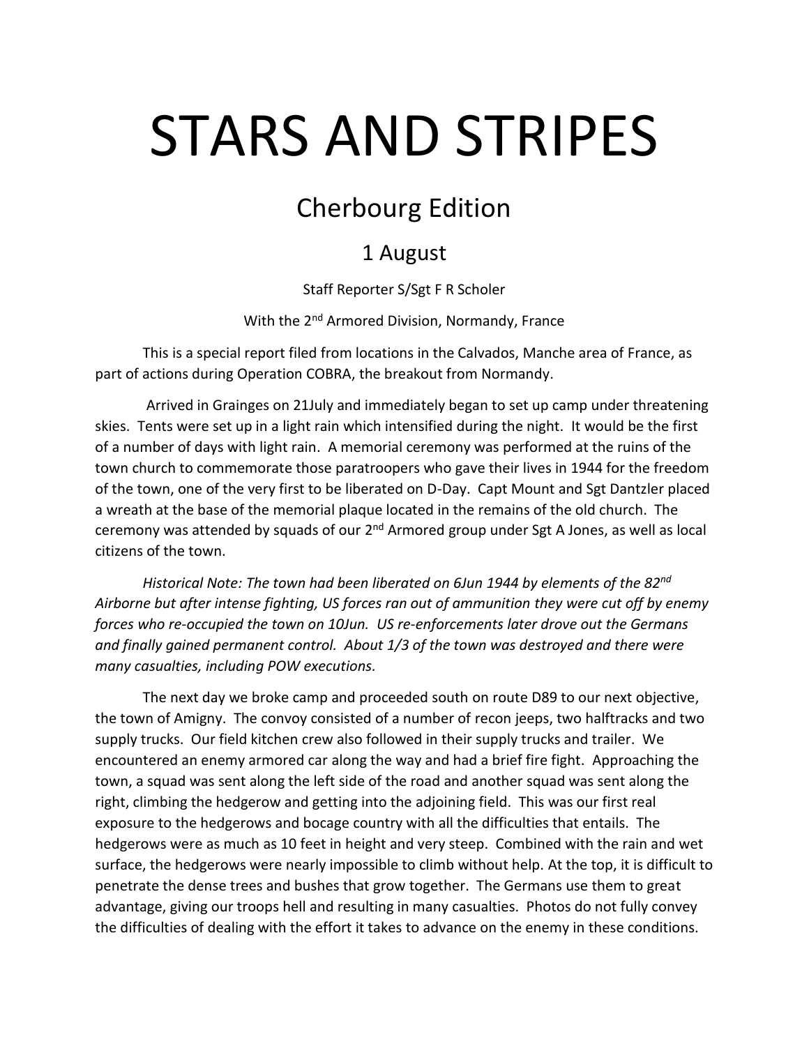# STARS AND STRIPES

## Cherbourg Edition

### 1 August

Staff Reporter S/Sgt F R Scholer

With the 2nd Armored Division, Normandy, France

This is a special report filed from locations in the Calvados, Manche area of France, as part of actions during Operation COBRA, the breakout from Normandy.

Arrived in Grainges on 21July and immediately began to set up camp under threatening skies. Tents were set up in a light rain which intensified during the night. It would be the first of a number of days with light rain. A memorial ceremony was performed at the ruins of the town church to commemorate those paratroopers who gave their lives in 1944 for the freedom of the town, one of the very first to be liberated on D-Day. Capt Mount and Sgt Dantzler placed a wreath at the base of the memorial plaque located in the remains of the old church. The ceremony was attended by squads of our 2nd Armored group under Sgt A Jones, as well as local citizens of the town.

*Historical Note: The town had been liberated on 6Jun 1944 by elements of the 82nd Airborne but after intense fighting, US forces ran out of ammunition they were cut off by enemy forces who re-occupied the town on 10Jun. US re-enforcements later drove out the Germans and finally gained permanent control. About 1/3 of the town was destroyed and there were many casualties, including POW executions.*

The next day we broke camp and proceeded south on route D89 to our next objective, the town of Amigny. The convoy consisted of a number of recon jeeps, two halftracks and two supply trucks. Our field kitchen crew also followed in their supply trucks and trailer. We encountered an enemy armored car along the way and had a brief fire fight. Approaching the town, a squad was sent along the left side of the road and another squad was sent along the right, climbing the hedgerow and getting into the adjoining field. This was our first real exposure to the hedgerows and bocage country with all the difficulties that entails. The hedgerows were as much as 10 feet in height and very steep. Combined with the rain and wet surface, the hedgerows were nearly impossible to climb without help. At the top, it is difficult to penetrate the dense trees and bushes that grow together. The Germans use them to great advantage, giving our troops hell and resulting in many casualties. Photos do not fully convey the difficulties of dealing with the effort it takes to advance on the enemy in these conditions.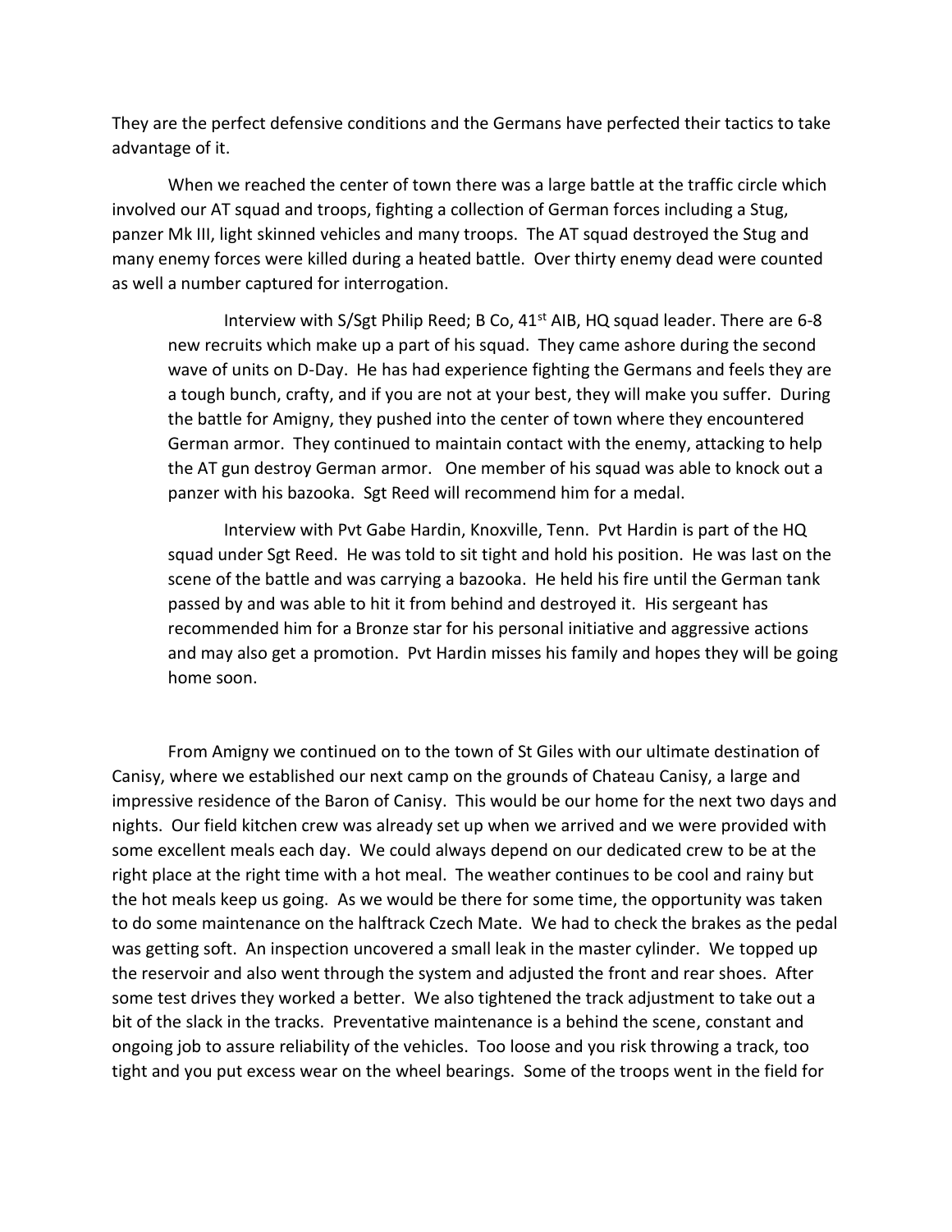They are the perfect defensive conditions and the Germans have perfected their tactics to take advantage of it.

When we reached the center of town there was a large battle at the traffic circle which involved our AT squad and troops, fighting a collection of German forces including a Stug, panzer Mk III, light skinned vehicles and many troops. The AT squad destroyed the Stug and many enemy forces were killed during a heated battle. Over thirty enemy dead were counted as well a number captured for interrogation.

> Interview with S/Sgt Philip Reed; B Co, 41st AIB, HQ squad leader. There are 6-8 new recruits which make up a part of his squad. They came ashore during the second wave of units on D-Day. He has had experience fighting the Germans and feels they are a tough bunch, crafty, and if you are not at your best, they will make you suffer. During the battle for Amigny, they pushed into the center of town where they encountered German armor. They continued to maintain contact with the enemy, attacking to help the AT gun destroy German armor. One member of his squad was able to knock out a panzer with his bazooka. Sgt Reed will recommend him for a medal.
>
> Interview with Pvt Gabe Hardin, Knoxville, Tenn. Pvt Hardin is part of the HQ squad under Sgt Reed. He was told to sit tight and hold his position. He was last on the scene of the battle and was carrying a bazooka. He held his fire until the German tank passed by and was able to hit it from behind and destroyed it. His sergeant has recommended him for a Bronze star for his personal initiative and aggressive actions and may also get a promotion. Pvt Hardin misses his family and hopes they will be going home soon.

From Amigny we continued on to the town of St Giles with our ultimate destination of Canisy, where we established our next camp on the grounds of Chateau Canisy, a large and impressive residence of the Baron of Canisy. This would be our home for the next two days and nights. Our field kitchen crew was already set up when we arrived and we were provided with some excellent meals each day. We could always depend on our dedicated crew to be at the right place at the right time with a hot meal. The weather continues to be cool and rainy but the hot meals keep us going. As we would be there for some time, the opportunity was taken to do some maintenance on the halftrack Czech Mate. We had to check the brakes as the pedal was getting soft. An inspection uncovered a small leak in the master cylinder. We topped up the reservoir and also went through the system and adjusted the front and rear shoes. After some test drives they worked a better. We also tightened the track adjustment to take out a bit of the slack in the tracks. Preventative maintenance is a behind the scene, constant and ongoing job to assure reliability of the vehicles. Too loose and you risk throwing a track, too tight and you put excess wear on the wheel bearings. Some of the troops went in the field for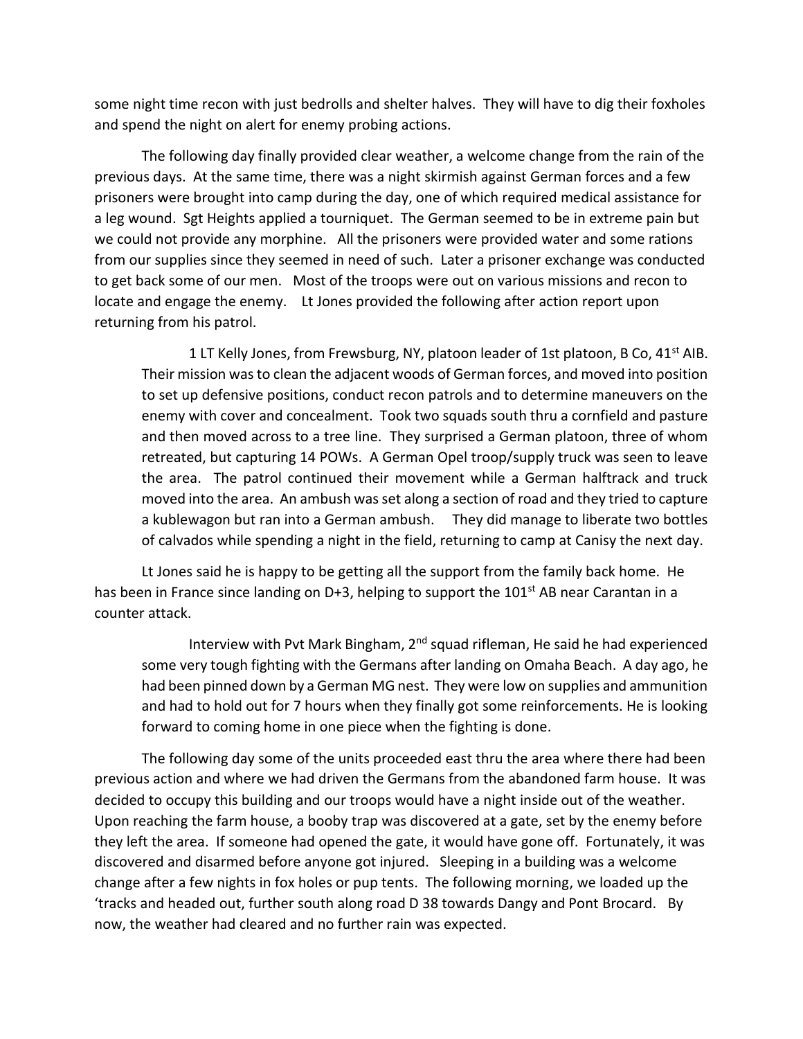some night time recon with just bedrolls and shelter halves. They will have to dig their foxholes and spend the night on alert for enemy probing actions.

The following day finally provided clear weather, a welcome change from the rain of the previous days. At the same time, there was a night skirmish against German forces and a few prisoners were brought into camp during the day, one of which required medical assistance for a leg wound. Sgt Heights applied a tourniquet. The German seemed to be in extreme pain but we could not provide any morphine. All the prisoners were provided water and some rations from our supplies since they seemed in need of such. Later a prisoner exchange was conducted to get back some of our men. Most of the troops were out on various missions and recon to locate and engage the enemy. Lt Jones provided the following after action report upon returning from his patrol.

> 1 LT Kelly Jones, from Frewsburg, NY, platoon leader of 1st platoon, B Co, 41st AIB. Their mission was to clean the adjacent woods of German forces, and moved into position to set up defensive positions, conduct recon patrols and to determine maneuvers on the enemy with cover and concealment. Took two squads south thru a cornfield and pasture and then moved across to a tree line. They surprised a German platoon, three of whom retreated, but capturing 14 POWs. A German Opel troop/supply truck was seen to leave the area. The patrol continued their movement while a German halftrack and truck moved into the area. An ambush was set along a section of road and they tried to capture a kublewagon but ran into a German ambush. They did manage to liberate two bottles of calvados while spending a night in the field, returning to camp at Canisy the next day.

Lt Jones said he is happy to be getting all the support from the family back home. He has been in France since landing on D+3, helping to support the 101st AB near Carantan in a counter attack.

> Interview with Pvt Mark Bingham, 2nd squad rifleman, He said he had experienced some very tough fighting with the Germans after landing on Omaha Beach. A day ago, he had been pinned down by a German MG nest. They were low on supplies and ammunition and had to hold out for 7 hours when they finally got some reinforcements. He is looking forward to coming home in one piece when the fighting is done.

The following day some of the units proceeded east thru the area where there had been previous action and where we had driven the Germans from the abandoned farm house. It was decided to occupy this building and our troops would have a night inside out of the weather. Upon reaching the farm house, a booby trap was discovered at a gate, set by the enemy before they left the area. If someone had opened the gate, it would have gone off. Fortunately, it was discovered and disarmed before anyone got injured. Sleeping in a building was a welcome change after a few nights in fox holes or pup tents. The following morning, we loaded up the 'tracks and headed out, further south along road D 38 towards Dangy and Pont Brocard. By now, the weather had cleared and no further rain was expected.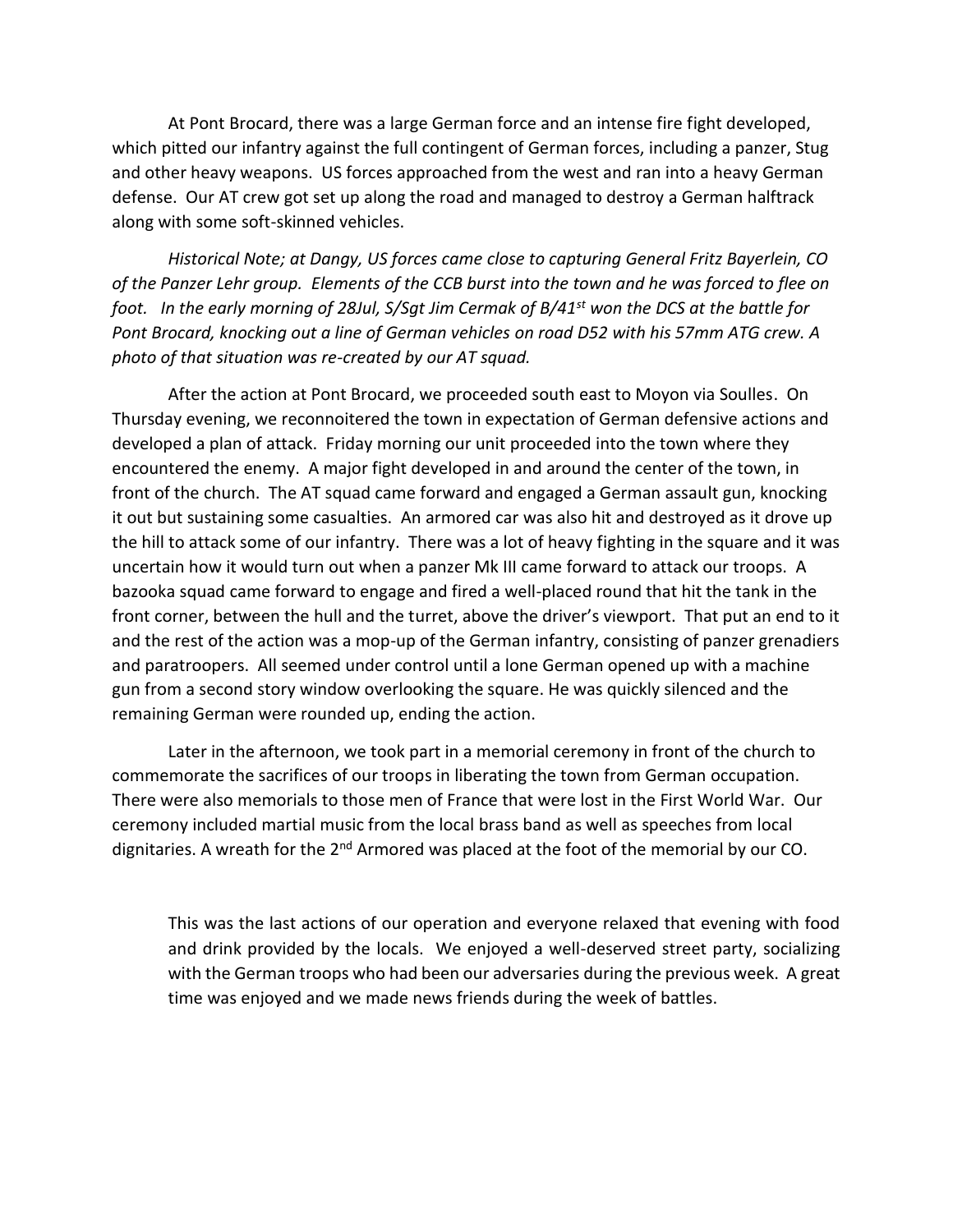At Pont Brocard, there was a large German force and an intense fire fight developed, which pitted our infantry against the full contingent of German forces, including a panzer, Stug and other heavy weapons. US forces approached from the west and ran into a heavy German defense. Our AT crew got set up along the road and managed to destroy a German halftrack along with some soft-skinned vehicles.

*Historical Note; at Dangy, US forces came close to capturing General Fritz Bayerlein, CO of the Panzer Lehr group. Elements of the CCB burst into the town and he was forced to flee on foot. In the early morning of 28Jul, S/Sgt Jim Cermak of B/41st won the DCS at the battle for Pont Brocard, knocking out a line of German vehicles on road D52 with his 57mm ATG crew. A photo of that situation was re-created by our AT squad.*

After the action at Pont Brocard, we proceeded south east to Moyon via Soulles. On Thursday evening, we reconnoitered the town in expectation of German defensive actions and developed a plan of attack. Friday morning our unit proceeded into the town where they encountered the enemy. A major fight developed in and around the center of the town, in front of the church. The AT squad came forward and engaged a German assault gun, knocking it out but sustaining some casualties. An armored car was also hit and destroyed as it drove up the hill to attack some of our infantry. There was a lot of heavy fighting in the square and it was uncertain how it would turn out when a panzer Mk III came forward to attack our troops. A bazooka squad came forward to engage and fired a well-placed round that hit the tank in the front corner, between the hull and the turret, above the driver's viewport. That put an end to it and the rest of the action was a mop-up of the German infantry, consisting of panzer grenadiers and paratroopers. All seemed under control until a lone German opened up with a machine gun from a second story window overlooking the square. He was quickly silenced and the remaining German were rounded up, ending the action.

Later in the afternoon, we took part in a memorial ceremony in front of the church to commemorate the sacrifices of our troops in liberating the town from German occupation. There were also memorials to those men of France that were lost in the First World War. Our ceremony included martial music from the local brass band as well as speeches from local dignitaries. A wreath for the 2nd Armored was placed at the foot of the memorial by our CO.

This was the last actions of our operation and everyone relaxed that evening with food and drink provided by the locals. We enjoyed a well-deserved street party, socializing with the German troops who had been our adversaries during the previous week. A great time was enjoyed and we made news friends during the week of battles.